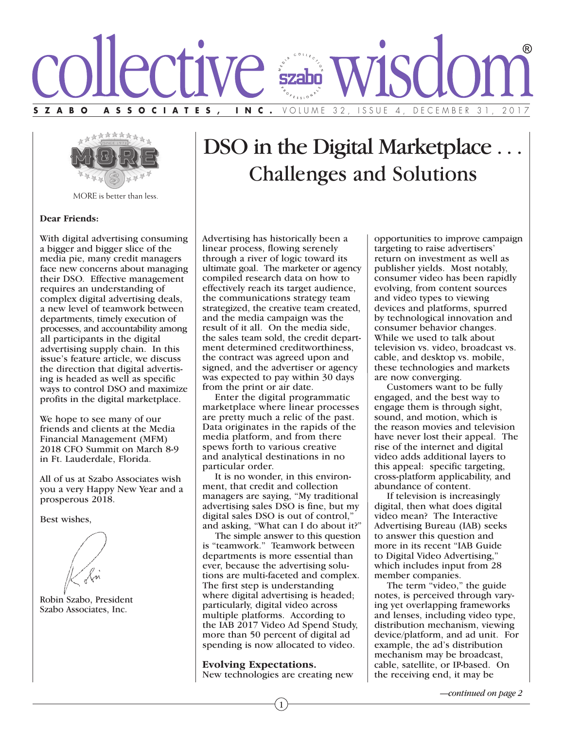# collective wisdom®

**SZABO ASSOCIATES, INC.** VOLUME 32, ISSUE 4, DECEMBER 31, 2017

MORE is better than less.

**Dear Friends:**

With digital advertising consuming a bigger and bigger slice of the media pie, many credit managers face new concerns about managing their DSO. Effective management requires an understanding of complex digital advertising deals, a new level of teamwork between departments, timely execution of processes, and accountability among all participants in the digital advertising supply chain. In this issue's feature article, we discuss the direction that digital advertising is headed as well as specific ways to control DSO and maximize profits in the digital marketplace.

We hope to see many of our friends and clients at the Media Financial Management (MFM) 2018 CFO Summit on March 8-9 in Ft. Lauderdale, Florida.

All of us at Szabo Associates wish you a very Happy New Year and a prosperous 2018.

Best wishes,

Robin Szabo, President
Szabo Associates, Inc.

# DSO in the Digital Marketplace . . . Challenges and Solutions

Advertising has historically been a linear process, flowing serenely through a river of logic toward its ultimate goal. The marketer or agency compiled research data on how to effectively reach its target audience, the communications strategy team strategized, the creative team created, and the media campaign was the result of it all. On the media side, the sales team sold, the credit department determined creditworthiness, the contract was agreed upon and signed, and the advertiser or agency was expected to pay within 30 days from the print or air date.

Enter the digital programmatic marketplace where linear processes are pretty much a relic of the past. Data originates in the rapids of the media platform, and from there spews forth to various creative and analytical destinations in no particular order.

It is no wonder, in this environment, that credit and collection managers are saying, "My traditional advertising sales DSO is fine, but my digital sales DSO is out of control," and asking, "What can I do about it?"

The simple answer to this question is "teamwork." Teamwork between departments is more essential than ever, because the advertising solutions are multi-faceted and complex. The first step is understanding where digital advertising is headed; particularly, digital video across multiple platforms. According to the IAB 2017 Video Ad Spend Study, more than 50 percent of digital ad spending is now allocated to video.

**Evolving Expectations.**
New technologies are creating new opportunities to improve campaign targeting to raise advertisers' return on investment as well as publisher yields. Most notably, consumer video has been rapidly evolving, from content sources and video types to viewing devices and platforms, spurred by technological innovation and consumer behavior changes. While we used to talk about television vs. video, broadcast vs. cable, and desktop vs. mobile, these technologies and markets are now converging.

Customers want to be fully engaged, and the best way to engage them is through sight, sound, and motion, which is the reason movies and television have never lost their appeal. The rise of the internet and digital video adds additional layers to this appeal: specific targeting, cross-platform applicability, and abundance of content.

If television is increasingly digital, then what does digital video mean? The Interactive Advertising Bureau (IAB) seeks to answer this question and more in its recent "IAB Guide to Digital Video Advertising," which includes input from 28 member companies.

The term "video," the guide notes, is perceived through varying yet overlapping frameworks and lenses, including video type, distribution mechanism, viewing device/platform, and ad unit. For example, the ad's distribution mechanism may be broadcast, cable, satellite, or IP-based. On the receiving end, it may be

*—continued on page 2*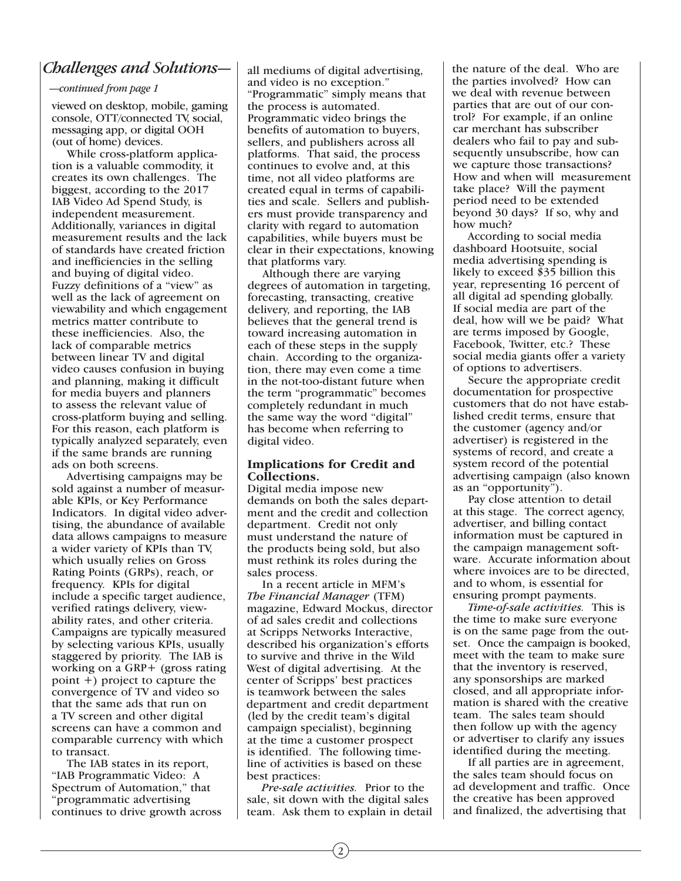## Challenges and Solutions—

*—continued from page 1*

viewed on desktop, mobile, gaming console, OTT/connected TV, social, messaging app, or digital OOH (out of home) devices.

While cross-platform application is a valuable commodity, it creates its own challenges. The biggest, according to the 2017 IAB Video Ad Spend Study, is independent measurement. Additionally, variances in digital measurement results and the lack of standards have created friction and inefficiencies in the selling and buying of digital video. Fuzzy definitions of a "view" as well as the lack of agreement on viewability and which engagement metrics matter contribute to these inefficiencies. Also, the lack of comparable metrics between linear TV and digital video causes confusion in buying and planning, making it difficult for media buyers and planners to assess the relevant value of cross-platform buying and selling. For this reason, each platform is typically analyzed separately, even if the same brands are running ads on both screens.

Advertising campaigns may be sold against a number of measurable KPIs, or Key Performance Indicators. In digital video advertising, the abundance of available data allows campaigns to measure a wider variety of KPIs than TV, which usually relies on Gross Rating Points (GRPs), reach, or frequency. KPIs for digital include a specific target audience, verified ratings delivery, viewability rates, and other criteria. Campaigns are typically measured by selecting various KPIs, usually staggered by priority. The IAB is working on a GRP+ (gross rating point +) project to capture the convergence of TV and video so that the same ads that run on a TV screen and other digital screens can have a common and comparable currency with which to transact.

The IAB states in its report, "IAB Programmatic Video: A Spectrum of Automation," that "programmatic advertising continues to drive growth across all mediums of digital advertising, and video is no exception." "Programmatic" simply means that the process is automated. Programmatic video brings the benefits of automation to buyers, sellers, and publishers across all platforms. That said, the process continues to evolve and, at this time, not all video platforms are created equal in terms of capabilities and scale. Sellers and publishers must provide transparency and clarity with regard to automation capabilities, while buyers must be clear in their expectations, knowing that platforms vary.

Although there are varying degrees of automation in targeting, forecasting, transacting, creative delivery, and reporting, the IAB believes that the general trend is toward increasing automation in each of these steps in the supply chain. According to the organization, there may even come a time in the not-too-distant future when the term "programmatic" becomes completely redundant in much the same way the word "digital" has become when referring to digital video.

### Implications for Credit and Collections.

Digital media impose new demands on both the sales department and the credit and collection department. Credit not only must understand the nature of the products being sold, but also must rethink its roles during the sales process.

In a recent article in MFM's *The Financial Manager* (TFM) magazine, Edward Mockus, director of ad sales credit and collections at Scripps Networks Interactive, described his organization's efforts to survive and thrive in the Wild West of digital advertising. At the center of Scripps' best practices is teamwork between the sales department and credit department (led by the credit team's digital campaign specialist), beginning at the time a customer prospect is identified. The following timeline of activities is based on these best practices:

*Pre-sale activities.* Prior to the sale, sit down with the digital sales team. Ask them to explain in detail the nature of the deal. Who are the parties involved? How can we deal with revenue between parties that are out of our control? For example, if an online car merchant has subscriber dealers who fail to pay and subsequently unsubscribe, how can we capture those transactions? How and when will measurement take place? Will the payment period need to be extended beyond 30 days? If so, why and how much?

According to social media dashboard Hootsuite, social media advertising spending is likely to exceed $35 billion this year, representing 16 percent of all digital ad spending globally. If social media are part of the deal, how will we be paid? What are terms imposed by Google, Facebook, Twitter, etc.? These social media giants offer a variety of options to advertisers.

Secure the appropriate credit documentation for prospective customers that do not have established credit terms, ensure that the customer (agency and/or advertiser) is registered in the systems of record, and create a system record of the potential advertising campaign (also known as an "opportunity").

Pay close attention to detail at this stage. The correct agency, advertiser, and billing contact information must be captured in the campaign management software. Accurate information about where invoices are to be directed, and to whom, is essential for ensuring prompt payments.

*Time-of-sale activities.* This is the time to make sure everyone is on the same page from the outset. Once the campaign is booked, meet with the team to make sure that the inventory is reserved, any sponsorships are marked closed, and all appropriate information is shared with the creative team. The sales team should then follow up with the agency or advertiser to clarify any issues identified during the meeting.

If all parties are in agreement, the sales team should focus on ad development and traffic. Once the creative has been approved and finalized, the advertising that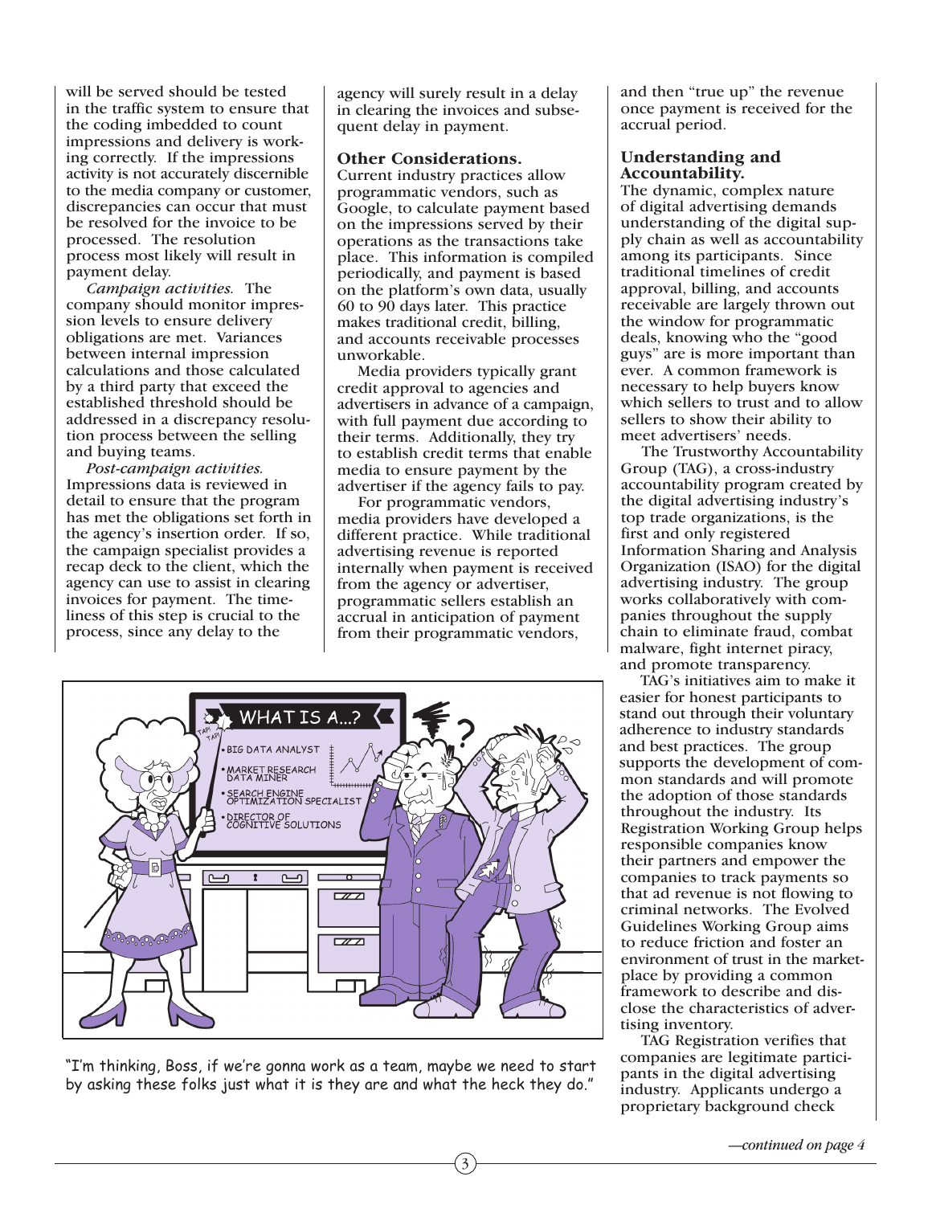will be served should be tested in the traffic system to ensure that the coding imbedded to count impressions and delivery is working correctly. If the impressions activity is not accurately discernible to the media company or customer, discrepancies can occur that must be resolved for the invoice to be processed. The resolution process most likely will result in payment delay.

*Campaign activities.* The company should monitor impression levels to ensure delivery obligations are met. Variances between internal impression calculations and those calculated by a third party that exceed the established threshold should be addressed in a discrepancy resolution process between the selling and buying teams.

*Post-campaign activities.* Impressions data is reviewed in detail to ensure that the program has met the obligations set forth in the agency's insertion order. If so, the campaign specialist provides a recap deck to the client, which the agency can use to assist in clearing invoices for payment. The timeliness of this step is crucial to the process, since any delay to the agency will surely result in a delay in clearing the invoices and subsequent delay in payment.

### Other Considerations.

Current industry practices allow programmatic vendors, such as Google, to calculate payment based on the impressions served by their operations as the transactions take place. This information is compiled periodically, and payment is based on the platform's own data, usually 60 to 90 days later. This practice makes traditional credit, billing, and accounts receivable processes unworkable.

Media providers typically grant credit approval to agencies and advertisers in advance of a campaign, with full payment due according to their terms. Additionally, they try to establish credit terms that enable media to ensure payment by the advertiser if the agency fails to pay.

For programmatic vendors, media providers have developed a different practice. While traditional advertising revenue is reported internally when payment is received from the agency or advertiser, programmatic sellers establish an accrual in anticipation of payment from their programmatic vendors, and then "true up" the revenue once payment is received for the accrual period.

"I'm thinking, Boss, if we're gonna work as a team, maybe we need to start by asking these folks just what it is they are and what the heck they do."

### Understanding and Accountability.

The dynamic, complex nature of digital advertising demands understanding of the digital supply chain as well as accountability among its participants. Since traditional timelines of credit approval, billing, and accounts receivable are largely thrown out the window for programmatic deals, knowing who the "good guys" are is more important than ever. A common framework is necessary to help buyers know which sellers to trust and to allow sellers to show their ability to meet advertisers' needs.

The Trustworthy Accountability Group (TAG), a cross-industry accountability program created by the digital advertising industry's top trade organizations, is the first and only registered Information Sharing and Analysis Organization (ISAO) for the digital advertising industry. The group works collaboratively with companies throughout the supply chain to eliminate fraud, combat malware, fight internet piracy, and promote transparency.

TAG's initiatives aim to make it easier for honest participants to stand out through their voluntary adherence to industry standards and best practices. The group supports the development of common standards and will promote the adoption of those standards throughout the industry. Its Registration Working Group helps responsible companies know their partners and empower the companies to track payments so that ad revenue is not flowing to criminal networks. The Evolved Guidelines Working Group aims to reduce friction and foster an environment of trust in the marketplace by providing a common framework to describe and disclose the characteristics of advertising inventory.

TAG Registration verifies that companies are legitimate participants in the digital advertising industry. Applicants undergo a proprietary background check

*—continued on page 4*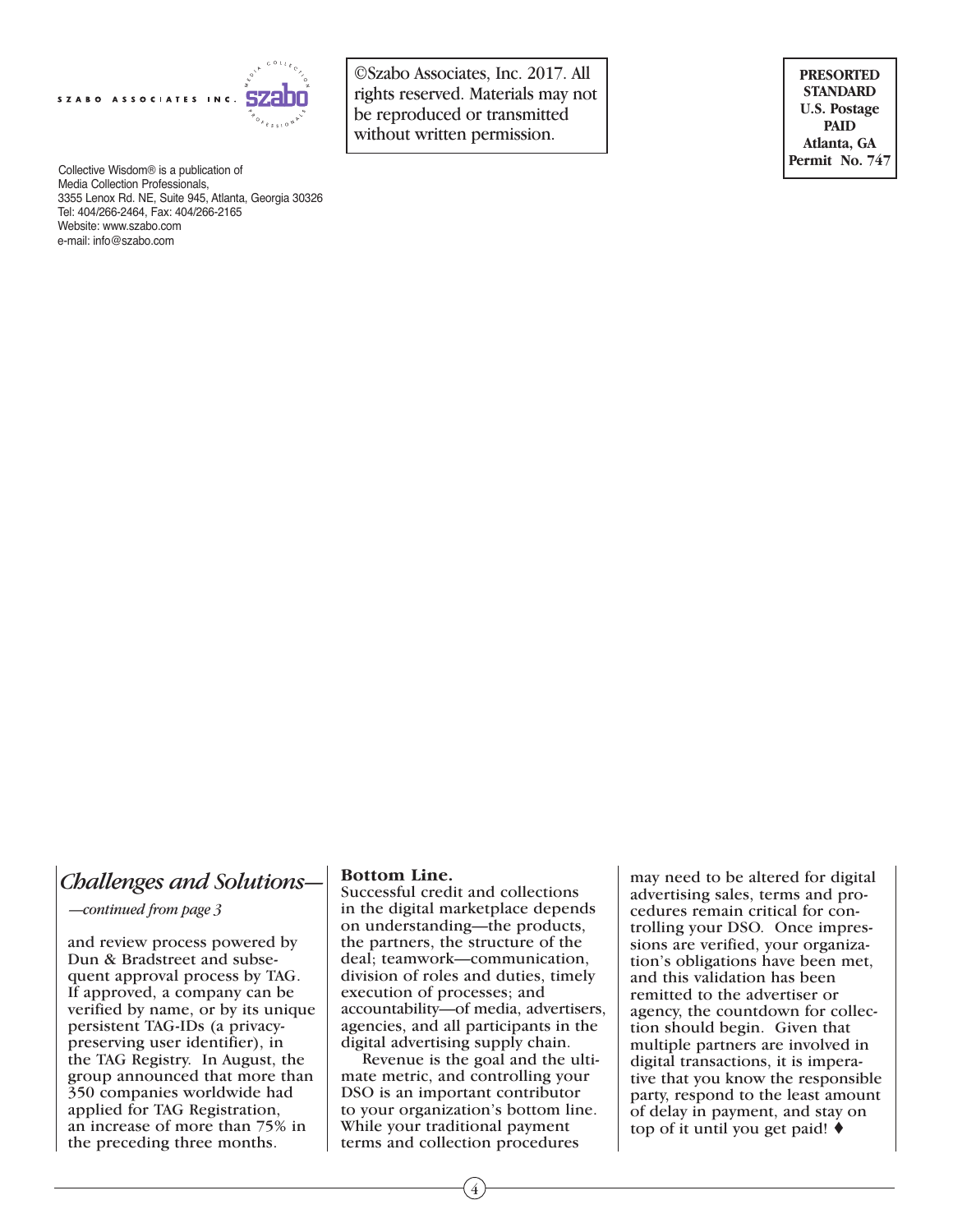SZABO ASSOCIATES INC.

©Szabo Associates, Inc. 2017. All rights reserved. Materials may not be reproduced or transmitted without written permission.

**PRESORTED STANDARD U.S. Postage PAID Atlanta, GA Permit No. 747**

Collective Wisdom® is a publication of
Media Collection Professionals,
3355 Lenox Rd. NE, Suite 945, Atlanta, Georgia 30326
Tel: 404/266-2464, Fax: 404/266-2165
Website: www.szabo.com
e-mail: info@szabo.com

## *Challenges and Solutions—*

*—continued from page 3*

and review process powered by Dun & Bradstreet and subsequent approval process by TAG. If approved, a company can be verified by name, or by its unique persistent TAG-IDs (a privacy-preserving user identifier), in the TAG Registry. In August, the group announced that more than 350 companies worldwide had applied for TAG Registration, an increase of more than 75% in the preceding three months.

**Bottom Line.**
Successful credit and collections in the digital marketplace depends on understanding—the products, the partners, the structure of the deal; teamwork—communication, division of roles and duties, timely execution of processes; and accountability—of media, advertisers, agencies, and all participants in the digital advertising supply chain.

Revenue is the goal and the ultimate metric, and controlling your DSO is an important contributor to your organization's bottom line. While your traditional payment terms and collection procedures may need to be altered for digital advertising sales, terms and procedures remain critical for controlling your DSO. Once impressions are verified, your organization's obligations have been met, and this validation has been remitted to the advertiser or agency, the countdown for collection should begin. Given that multiple partners are involved in digital transactions, it is imperative that you know the responsible party, respond to the least amount of delay in payment, and stay on top of it until you get paid! ♦